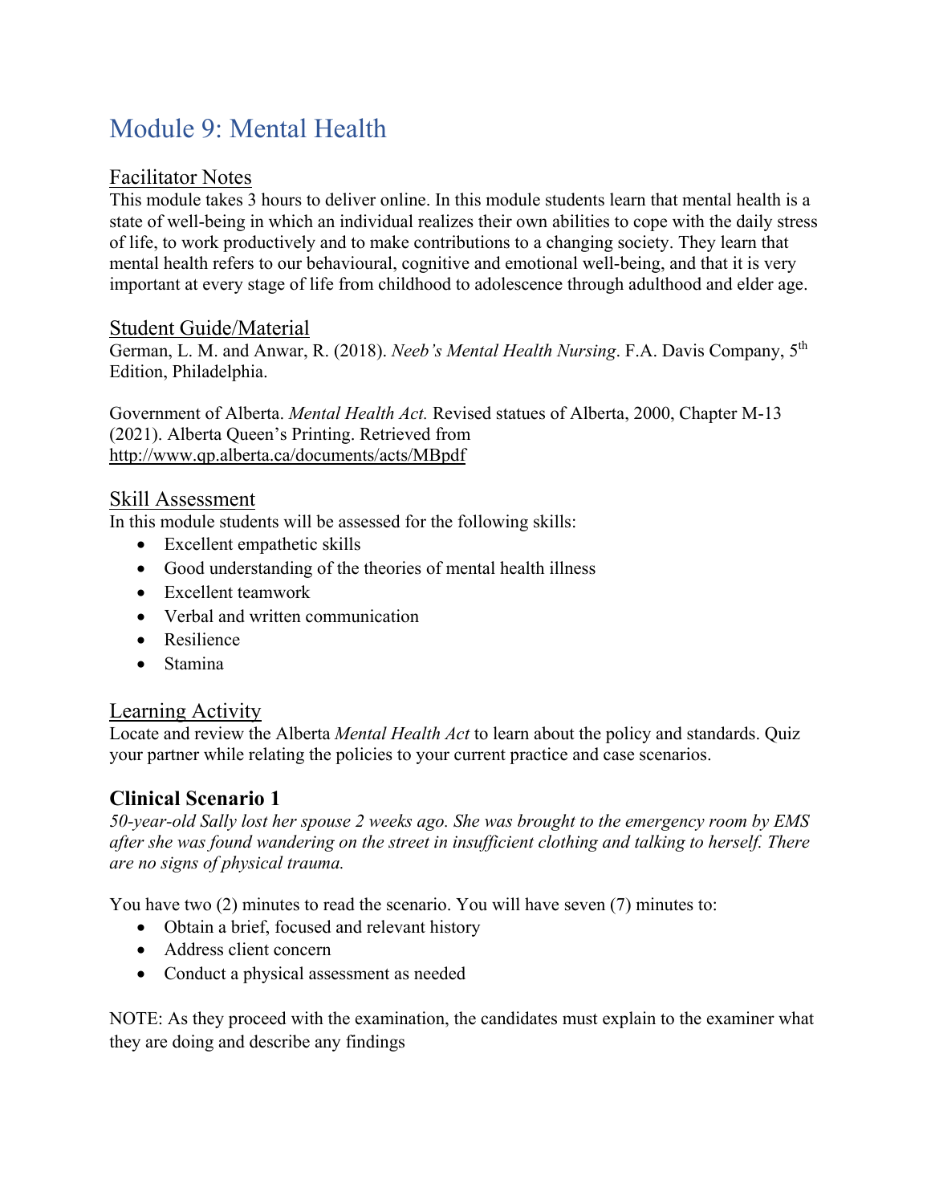# Module 9: Mental Health

## Facilitator Notes

This module takes 3 hours to deliver online. In this module students learn that mental health is a state of well-being in which an individual realizes their own abilities to cope with the daily stress of life, to work productively and to make contributions to a changing society. They learn that mental health refers to our behavioural, cognitive and emotional well-being, and that it is very important at every stage of life from childhood to adolescence through adulthood and elder age.

## Student Guide/Material

German, L. M. and Anwar, R. (2018). *Neeb's Mental Health Nursing*. F.A. Davis Company, 5th Edition, Philadelphia.

Government of Alberta. *Mental Health Act.* Revised statues of Alberta, 2000, Chapter M-13 (2021). Alberta Queen's Printing. Retrieved from http://www.qp.alberta.ca/documents/acts/MBpdf

## Skill Assessment

In this module students will be assessed for the following skills:

- Excellent empathetic skills
- Good understanding of the theories of mental health illness
- Excellent teamwork
- Verbal and written communication
- Resilience
- Stamina

## Learning Activity

Locate and review the Alberta *Mental Health Act* to learn about the policy and standards. Quiz your partner while relating the policies to your current practice and case scenarios.

### Clinical Scenario 1

*50-year-old Sally lost her spouse 2 weeks ago. She was brought to the emergency room by EMS after she was found wandering on the street in insufficient clothing and talking to herself. There are no signs of physical trauma.*

You have two (2) minutes to read the scenario. You will have seven (7) minutes to:

- Obtain a brief, focused and relevant history
- Address client concern
- Conduct a physical assessment as needed

NOTE: As they proceed with the examination, the candidates must explain to the examiner what they are doing and describe any findings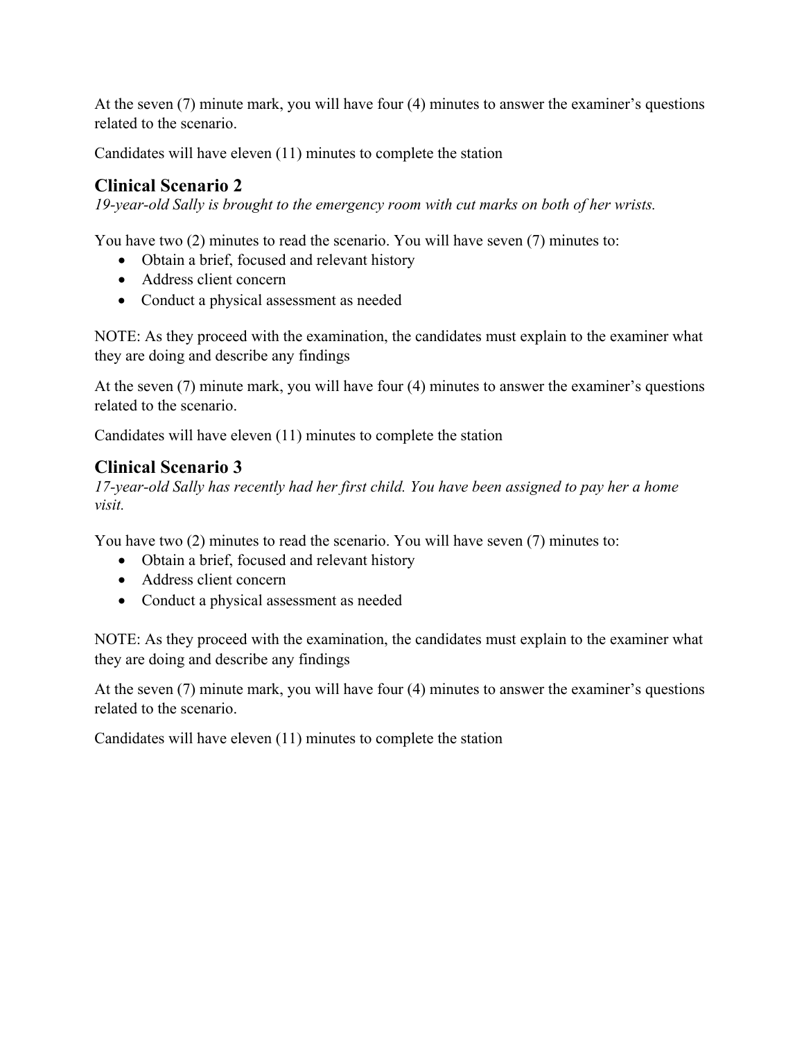At the seven (7) minute mark, you will have four (4) minutes to answer the examiner's questions related to the scenario.

Candidates will have eleven (11) minutes to complete the station

## Clinical Scenario 2

*19-year-old Sally is brought to the emergency room with cut marks on both of her wrists.*

You have two (2) minutes to read the scenario. You will have seven (7) minutes to:

- Obtain a brief, focused and relevant history
- Address client concern
- Conduct a physical assessment as needed

NOTE: As they proceed with the examination, the candidates must explain to the examiner what they are doing and describe any findings

At the seven (7) minute mark, you will have four (4) minutes to answer the examiner's questions related to the scenario.

Candidates will have eleven (11) minutes to complete the station

## Clinical Scenario 3

*17-year-old Sally has recently had her first child. You have been assigned to pay her a home visit.*

You have two (2) minutes to read the scenario. You will have seven (7) minutes to:

- Obtain a brief, focused and relevant history
- Address client concern
- Conduct a physical assessment as needed

NOTE: As they proceed with the examination, the candidates must explain to the examiner what they are doing and describe any findings

At the seven (7) minute mark, you will have four (4) minutes to answer the examiner's questions related to the scenario.

Candidates will have eleven (11) minutes to complete the station